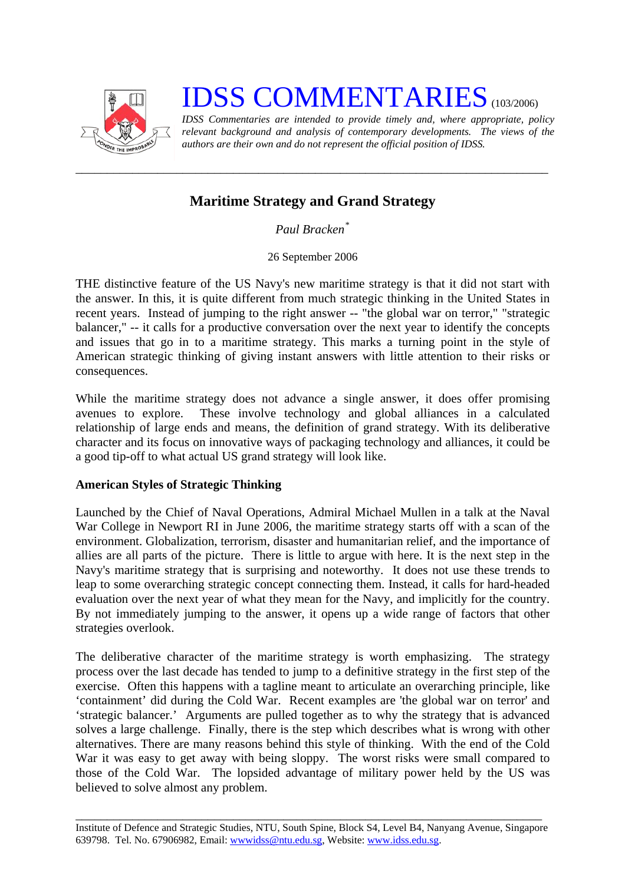# IDSS COMMENTARIES (103/2006)

*IDSS Commentaries are intended to provide timely and, where appropriate, policy relevant background and analysis of contemporary developments. The views of the authors are their own and do not represent the official position of IDSS.*

---

## Maritime Strategy and Grand Strategy

*Paul Bracken**

26 September 2006

THE distinctive feature of the US Navy's new maritime strategy is that it did not start with the answer. In this, it is quite different from much strategic thinking in the United States in recent years. Instead of jumping to the right answer -- "the global war on terror," "strategic balancer," -- it calls for a productive conversation over the next year to identify the concepts and issues that go in to a maritime strategy. This marks a turning point in the style of American strategic thinking of giving instant answers with little attention to their risks or consequences.

While the maritime strategy does not advance a single answer, it does offer promising avenues to explore. These involve technology and global alliances in a calculated relationship of large ends and means, the definition of grand strategy. With its deliberative character and its focus on innovative ways of packaging technology and alliances, it could be a good tip-off to what actual US grand strategy will look like.

### American Styles of Strategic Thinking

Launched by the Chief of Naval Operations, Admiral Michael Mullen in a talk at the Naval War College in Newport RI in June 2006, the maritime strategy starts off with a scan of the environment. Globalization, terrorism, disaster and humanitarian relief, and the importance of allies are all parts of the picture. There is little to argue with here. It is the next step in the Navy's maritime strategy that is surprising and noteworthy. It does not use these trends to leap to some overarching strategic concept connecting them. Instead, it calls for hard-headed evaluation over the next year of what they mean for the Navy, and implicitly for the country. By not immediately jumping to the answer, it opens up a wide range of factors that other strategies overlook.

The deliberative character of the maritime strategy is worth emphasizing. The strategy process over the last decade has tended to jump to a definitive strategy in the first step of the exercise. Often this happens with a tagline meant to articulate an overarching principle, like 'containment' did during the Cold War. Recent examples are 'the global war on terror' and 'strategic balancer.' Arguments are pulled together as to why the strategy that is advanced solves a large challenge. Finally, there is the step which describes what is wrong with other alternatives. There are many reasons behind this style of thinking. With the end of the Cold War it was easy to get away with being sloppy. The worst risks were small compared to those of the Cold War. The lopsided advantage of military power held by the US was believed to solve almost any problem.

---

Institute of Defence and Strategic Studies, NTU, South Spine, Block S4, Level B4, Nanyang Avenue, Singapore 639798. Tel. No. 67906982, Email: wwwidss@ntu.edu.sg, Website: www.idss.edu.sg.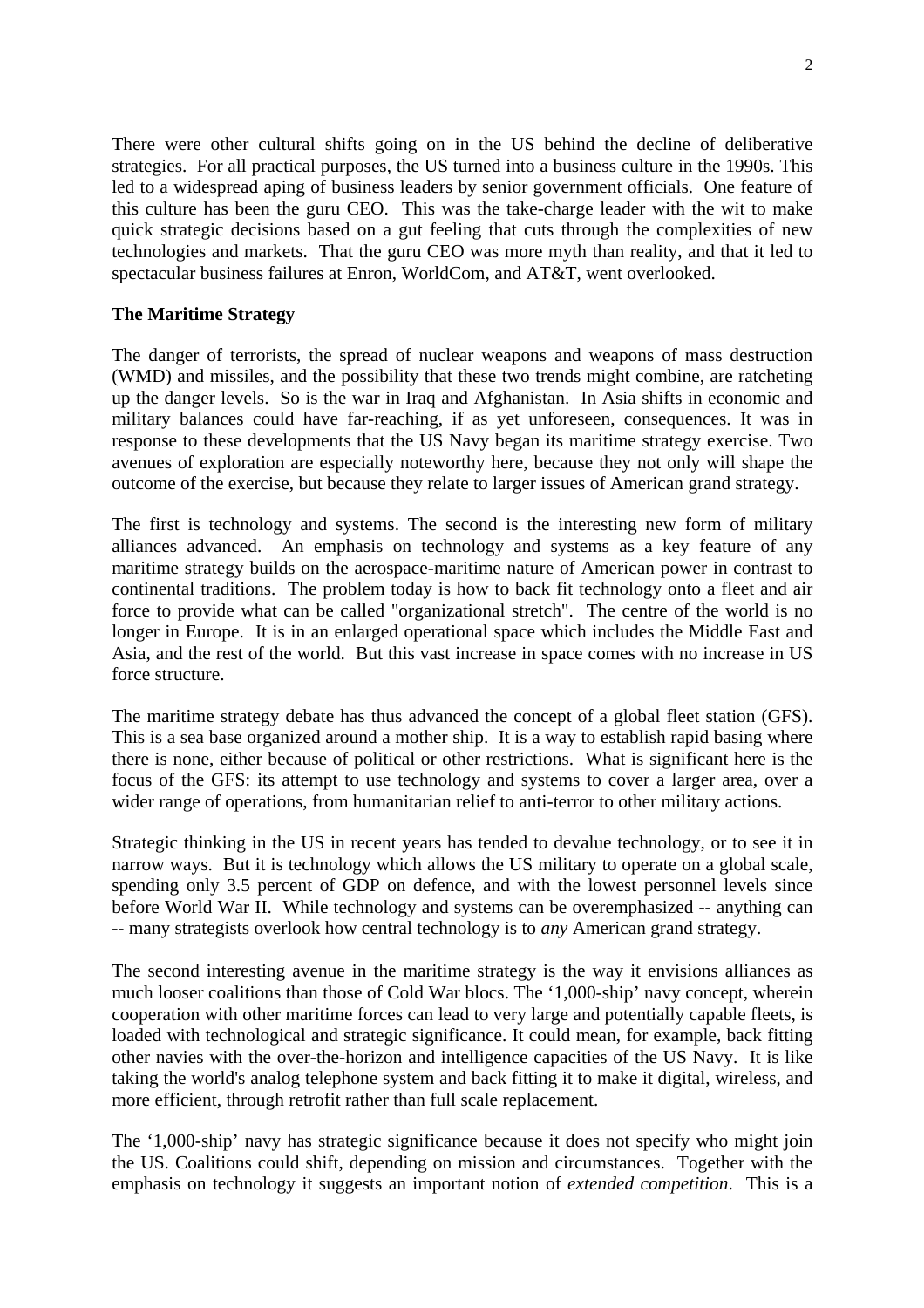There were other cultural shifts going on in the US behind the decline of deliberative strategies. For all practical purposes, the US turned into a business culture in the 1990s. This led to a widespread aping of business leaders by senior government officials. One feature of this culture has been the guru CEO. This was the take-charge leader with the wit to make quick strategic decisions based on a gut feeling that cuts through the complexities of new technologies and markets. That the guru CEO was more myth than reality, and that it led to spectacular business failures at Enron, WorldCom, and AT&T, went overlooked.

**The Maritime Strategy**

The danger of terrorists, the spread of nuclear weapons and weapons of mass destruction (WMD) and missiles, and the possibility that these two trends might combine, are ratcheting up the danger levels. So is the war in Iraq and Afghanistan. In Asia shifts in economic and military balances could have far-reaching, if as yet unforeseen, consequences. It was in response to these developments that the US Navy began its maritime strategy exercise. Two avenues of exploration are especially noteworthy here, because they not only will shape the outcome of the exercise, but because they relate to larger issues of American grand strategy.

The first is technology and systems. The second is the interesting new form of military alliances advanced. An emphasis on technology and systems as a key feature of any maritime strategy builds on the aerospace-maritime nature of American power in contrast to continental traditions. The problem today is how to back fit technology onto a fleet and air force to provide what can be called "organizational stretch". The centre of the world is no longer in Europe. It is in an enlarged operational space which includes the Middle East and Asia, and the rest of the world. But this vast increase in space comes with no increase in US force structure.

The maritime strategy debate has thus advanced the concept of a global fleet station (GFS). This is a sea base organized around a mother ship. It is a way to establish rapid basing where there is none, either because of political or other restrictions. What is significant here is the focus of the GFS: its attempt to use technology and systems to cover a larger area, over a wider range of operations, from humanitarian relief to anti-terror to other military actions.

Strategic thinking in the US in recent years has tended to devalue technology, or to see it in narrow ways. But it is technology which allows the US military to operate on a global scale, spending only 3.5 percent of GDP on defence, and with the lowest personnel levels since before World War II. While technology and systems can be overemphasized -- anything can -- many strategists overlook how central technology is to *any* American grand strategy.

The second interesting avenue in the maritime strategy is the way it envisions alliances as much looser coalitions than those of Cold War blocs. The '1,000-ship' navy concept, wherein cooperation with other maritime forces can lead to very large and potentially capable fleets, is loaded with technological and strategic significance. It could mean, for example, back fitting other navies with the over-the-horizon and intelligence capacities of the US Navy. It is like taking the world's analog telephone system and back fitting it to make it digital, wireless, and more efficient, through retrofit rather than full scale replacement.

The '1,000-ship' navy has strategic significance because it does not specify who might join the US. Coalitions could shift, depending on mission and circumstances. Together with the emphasis on technology it suggests an important notion of *extended competition*. This is a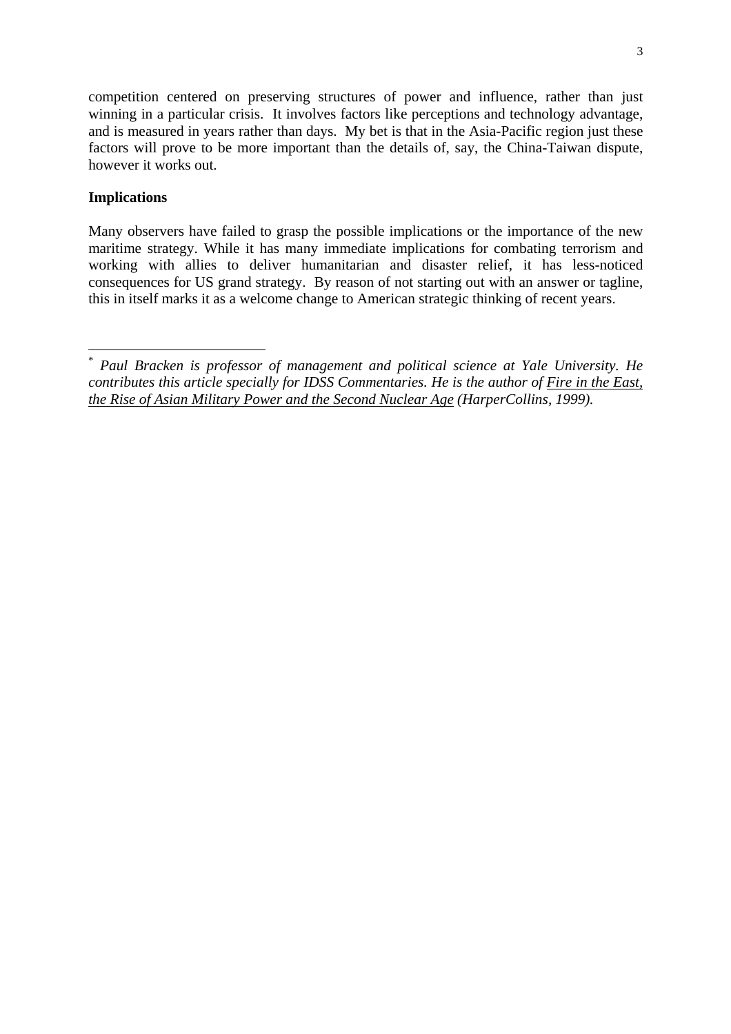competition centered on preserving structures of power and influence, rather than just winning in a particular crisis. It involves factors like perceptions and technology advantage, and is measured in years rather than days. My bet is that in the Asia-Pacific region just these factors will prove to be more important than the details of, say, the China-Taiwan dispute, however it works out.

**Implications**

Many observers have failed to grasp the possible implications or the importance of the new maritime strategy. While it has many immediate implications for combating terrorism and working with allies to deliver humanitarian and disaster relief, it has less-noticed consequences for US grand strategy. By reason of not starting out with an answer or tagline, this in itself marks it as a welcome change to American strategic thinking of recent years.

---

[*] *Paul Bracken is professor of management and political science at Yale University. He contributes this article specially for IDSS Commentaries. He is the author of Fire in the East, the Rise of Asian Military Power and the Second Nuclear Age (HarperCollins, 1999).*